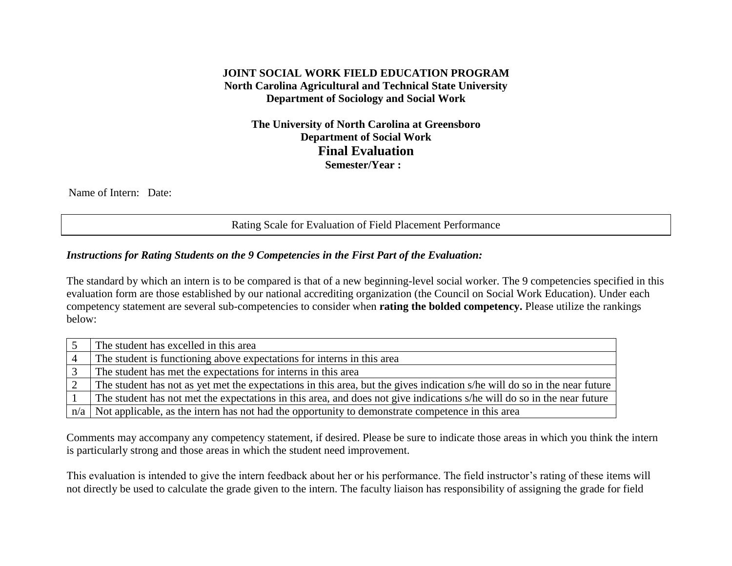**JOINT SOCIAL WORK FIELD EDUCATION PROGRAM**
**North Carolina Agricultural and Technical State University**
**Department of Sociology and Social Work**

**The University of North Carolina at Greensboro**
**Department of Social Work**

# Final Evaluation

**Semester/Year :**

Name of Intern: Date:

| Rating Scale for Evaluation of Field Placement Performance |
|---|

***Instructions for Rating Students on the 9 Competencies in the First Part of the Evaluation:***

The standard by which an intern is to be compared is that of a new beginning-level social worker. The 9 competencies specified in this evaluation form are those established by our national accrediting organization (the Council on Social Work Education). Under each competency statement are several sub-competencies to consider when **rating the bolded competency.** Please utilize the rankings below:

| | |
|---|---|
| 5 | The student has excelled in this area |
| 4 | The student is functioning above expectations for interns in this area |
| 3 | The student has met the expectations for interns in this area |
| 2 | The student has not as yet met the expectations in this area, but the gives indication s/he will do so in the near future |
| 1 | The student has not met the expectations in this area, and does not give indications s/he will do so in the near future |
| n/a | Not applicable, as the intern has not had the opportunity to demonstrate competence in this area |

Comments may accompany any competency statement, if desired. Please be sure to indicate those areas in which you think the intern is particularly strong and those areas in which the student need improvement.

This evaluation is intended to give the intern feedback about her or his performance. The field instructor's rating of these items will not directly be used to calculate the grade given to the intern. The faculty liaison has responsibility of assigning the grade for field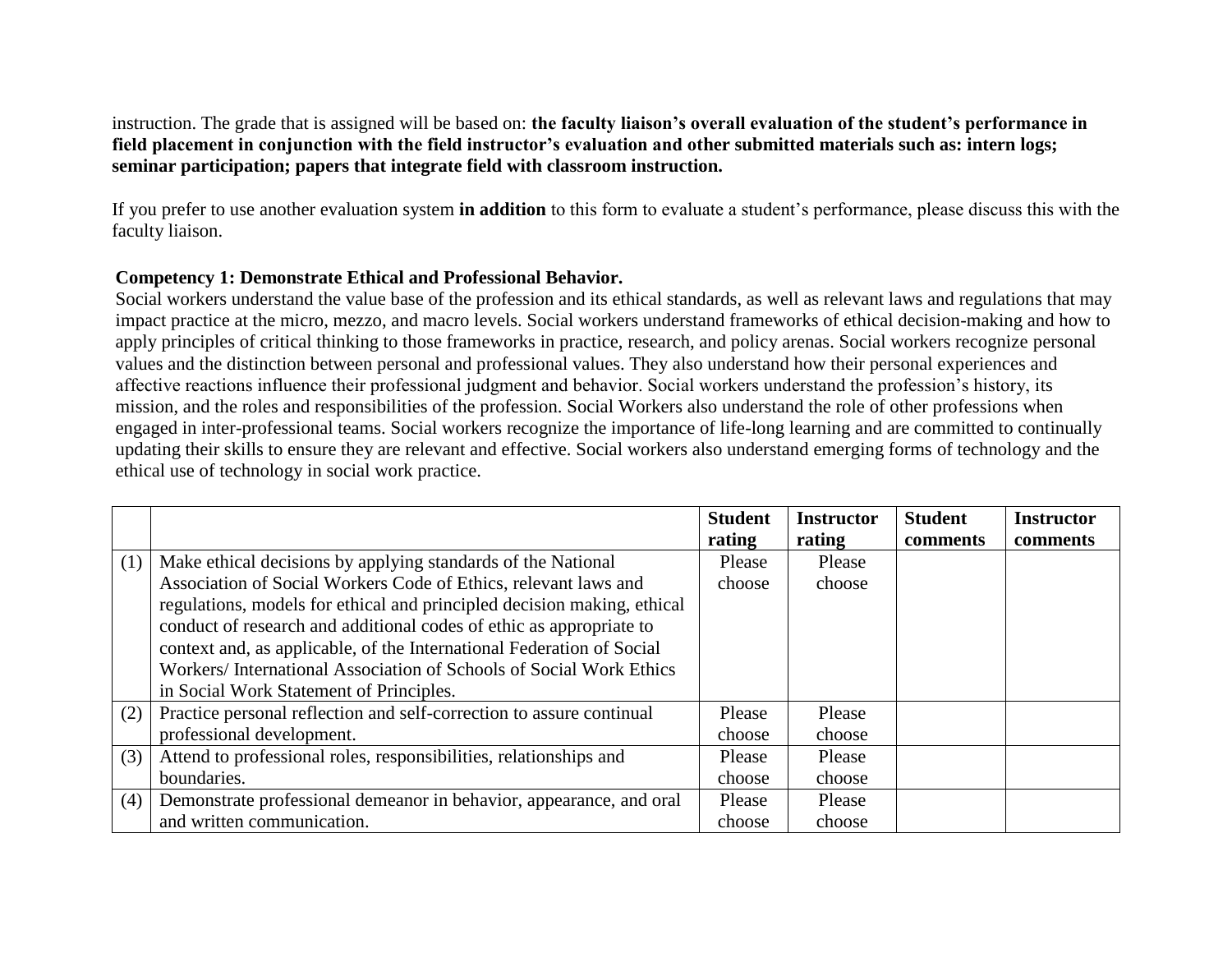instruction. The grade that is assigned will be based on: **the faculty liaison's overall evaluation of the student's performance in field placement in conjunction with the field instructor's evaluation and other submitted materials such as: intern logs; seminar participation; papers that integrate field with classroom instruction.**

If you prefer to use another evaluation system **in addition** to this form to evaluate a student's performance, please discuss this with the faculty liaison.

**Competency 1: Demonstrate Ethical and Professional Behavior.**

Social workers understand the value base of the profession and its ethical standards, as well as relevant laws and regulations that may impact practice at the micro, mezzo, and macro levels. Social workers understand frameworks of ethical decision-making and how to apply principles of critical thinking to those frameworks in practice, research, and policy arenas. Social workers recognize personal values and the distinction between personal and professional values. They also understand how their personal experiences and affective reactions influence their professional judgment and behavior. Social workers understand the profession's history, its mission, and the roles and responsibilities of the profession. Social Workers also understand the role of other professions when engaged in inter-professional teams. Social workers recognize the importance of life-long learning and are committed to continually updating their skills to ensure they are relevant and effective. Social workers also understand emerging forms of technology and the ethical use of technology in social work practice.

| | | **Student rating** | **Instructor rating** | **Student comments** | **Instructor comments** |
|---|---|---|---|---|---|
| (1) | Make ethical decisions by applying standards of the National Association of Social Workers Code of Ethics, relevant laws and regulations, models for ethical and principled decision making, ethical conduct of research and additional codes of ethic as appropriate to context and, as applicable, of the International Federation of Social Workers/ International Association of Schools of Social Work Ethics in Social Work Statement of Principles. | Please choose | Please choose | | |
| (2) | Practice personal reflection and self-correction to assure continual professional development. | Please choose | Please choose | | |
| (3) | Attend to professional roles, responsibilities, relationships and boundaries. | Please choose | Please choose | | |
| (4) | Demonstrate professional demeanor in behavior, appearance, and oral and written communication. | Please choose | Please choose | | |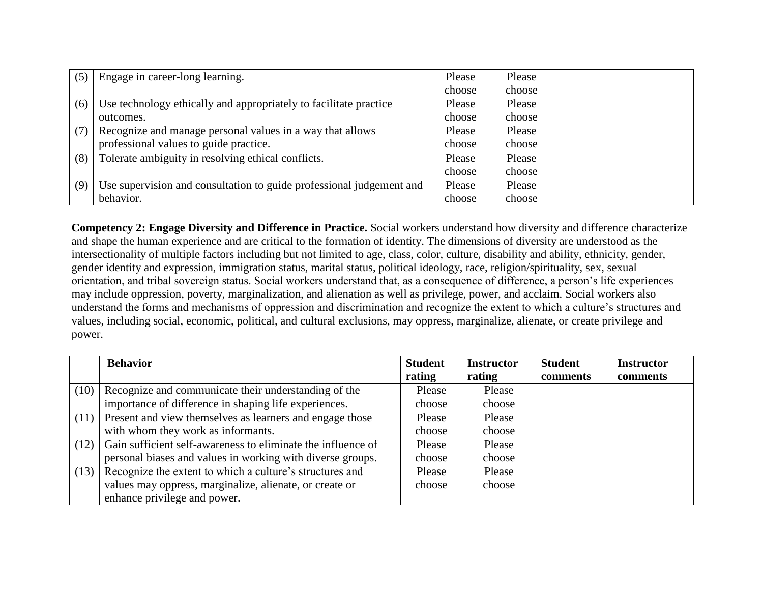| | | | | | |
|---|---|---|---|---|---|
| (5) | Engage in career-long learning. | Please choose | Please choose | | |
| (6) | Use technology ethically and appropriately to facilitate practice outcomes. | Please choose | Please choose | | |
| (7) | Recognize and manage personal values in a way that allows professional values to guide practice. | Please choose | Please choose | | |
| (8) | Tolerate ambiguity in resolving ethical conflicts. | Please choose | Please choose | | |
| (9) | Use supervision and consultation to guide professional judgement and behavior. | Please choose | Please choose | | |

**Competency 2: Engage Diversity and Difference in Practice.** Social workers understand how diversity and difference characterize and shape the human experience and are critical to the formation of identity. The dimensions of diversity are understood as the intersectionality of multiple factors including but not limited to age, class, color, culture, disability and ability, ethnicity, gender, gender identity and expression, immigration status, marital status, political ideology, race, religion/spirituality, sex, sexual orientation, and tribal sovereign status. Social workers understand that, as a consequence of difference, a person's life experiences may include oppression, poverty, marginalization, and alienation as well as privilege, power, and acclaim. Social workers also understand the forms and mechanisms of oppression and discrimination and recognize the extent to which a culture's structures and values, including social, economic, political, and cultural exclusions, may oppress, marginalize, alienate, or create privilege and power.

| | **Behavior** | **Student rating** | **Instructor rating** | **Student comments** | **Instructor comments** |
|---|---|---|---|---|---|
| (10) | Recognize and communicate their understanding of the importance of difference in shaping life experiences. | Please choose | Please choose | | |
| (11) | Present and view themselves as learners and engage those with whom they work as informants. | Please choose | Please choose | | |
| (12) | Gain sufficient self-awareness to eliminate the influence of personal biases and values in working with diverse groups. | Please choose | Please choose | | |
| (13) | Recognize the extent to which a culture's structures and values may oppress, marginalize, alienate, or create or enhance privilege and power. | Please choose | Please choose | | |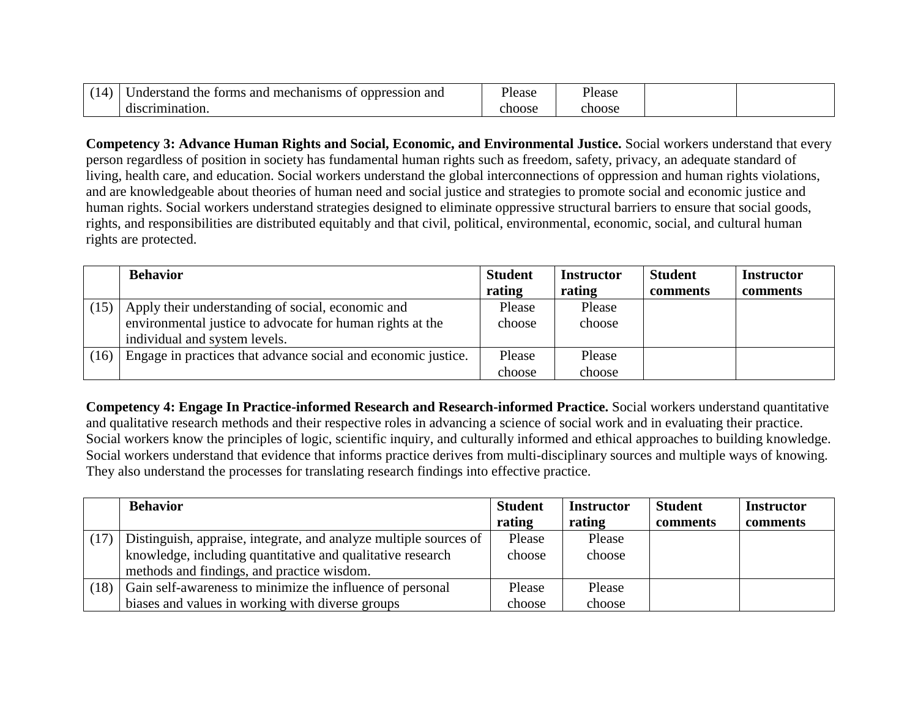| | | | | | |
|---|---|---|---|---|---|
| (14) | Understand the forms and mechanisms of oppression and discrimination. | Please choose | Please choose | | |

**Competency 3: Advance Human Rights and Social, Economic, and Environmental Justice.** Social workers understand that every person regardless of position in society has fundamental human rights such as freedom, safety, privacy, an adequate standard of living, health care, and education. Social workers understand the global interconnections of oppression and human rights violations, and are knowledgeable about theories of human need and social justice and strategies to promote social and economic justice and human rights. Social workers understand strategies designed to eliminate oppressive structural barriers to ensure that social goods, rights, and responsibilities are distributed equitably and that civil, political, environmental, economic, social, and cultural human rights are protected.

| | Behavior | Student rating | Instructor rating | Student comments | Instructor comments |
|---|---|---|---|---|---|
| (15) | Apply their understanding of social, economic and environmental justice to advocate for human rights at the individual and system levels. | Please choose | Please choose | | |
| (16) | Engage in practices that advance social and economic justice. | Please choose | Please choose | | |

**Competency 4: Engage In Practice-informed Research and Research-informed Practice.** Social workers understand quantitative and qualitative research methods and their respective roles in advancing a science of social work and in evaluating their practice. Social workers know the principles of logic, scientific inquiry, and culturally informed and ethical approaches to building knowledge. Social workers understand that evidence that informs practice derives from multi-disciplinary sources and multiple ways of knowing. They also understand the processes for translating research findings into effective practice.

| | Behavior | Student rating | Instructor rating | Student comments | Instructor comments |
|---|---|---|---|---|---|
| (17) | Distinguish, appraise, integrate, and analyze multiple sources of knowledge, including quantitative and qualitative research methods and findings, and practice wisdom. | Please choose | Please choose | | |
| (18) | Gain self-awareness to minimize the influence of personal biases and values in working with diverse groups | Please choose | Please choose | | |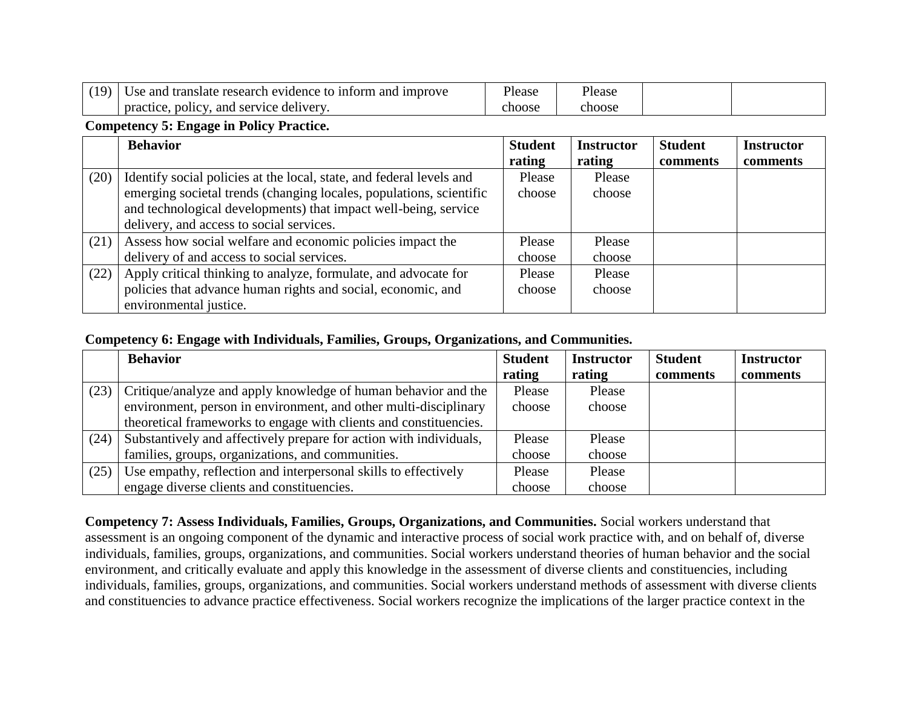| | | | | | |
|---|---|---|---|---|---|
| (19) | Use and translate research evidence to inform and improve practice, policy, and service delivery. | Please choose | Please choose | | |

**Competency 5: Engage in Policy Practice.**

| | Behavior | Student rating | Instructor rating | Student comments | Instructor comments |
|---|---|---|---|---|---|
| (20) | Identify social policies at the local, state, and federal levels and emerging societal trends (changing locales, populations, scientific and technological developments) that impact well-being, service delivery, and access to social services. | Please choose | Please choose | | |
| (21) | Assess how social welfare and economic policies impact the delivery of and access to social services. | Please choose | Please choose | | |
| (22) | Apply critical thinking to analyze, formulate, and advocate for policies that advance human rights and social, economic, and environmental justice. | Please choose | Please choose | | |

**Competency 6: Engage with Individuals, Families, Groups, Organizations, and Communities.**

| | Behavior | Student rating | Instructor rating | Student comments | Instructor comments |
|---|---|---|---|---|---|
| (23) | Critique/analyze and apply knowledge of human behavior and the environment, person in environment, and other multi-disciplinary theoretical frameworks to engage with clients and constituencies. | Please choose | Please choose | | |
| (24) | Substantively and affectively prepare for action with individuals, families, groups, organizations, and communities. | Please choose | Please choose | | |
| (25) | Use empathy, reflection and interpersonal skills to effectively engage diverse clients and constituencies. | Please choose | Please choose | | |

**Competency 7: Assess Individuals, Families, Groups, Organizations, and Communities.** Social workers understand that assessment is an ongoing component of the dynamic and interactive process of social work practice with, and on behalf of, diverse individuals, families, groups, organizations, and communities. Social workers understand theories of human behavior and the social environment, and critically evaluate and apply this knowledge in the assessment of diverse clients and constituencies, including individuals, families, groups, organizations, and communities. Social workers understand methods of assessment with diverse clients and constituencies to advance practice effectiveness. Social workers recognize the implications of the larger practice context in the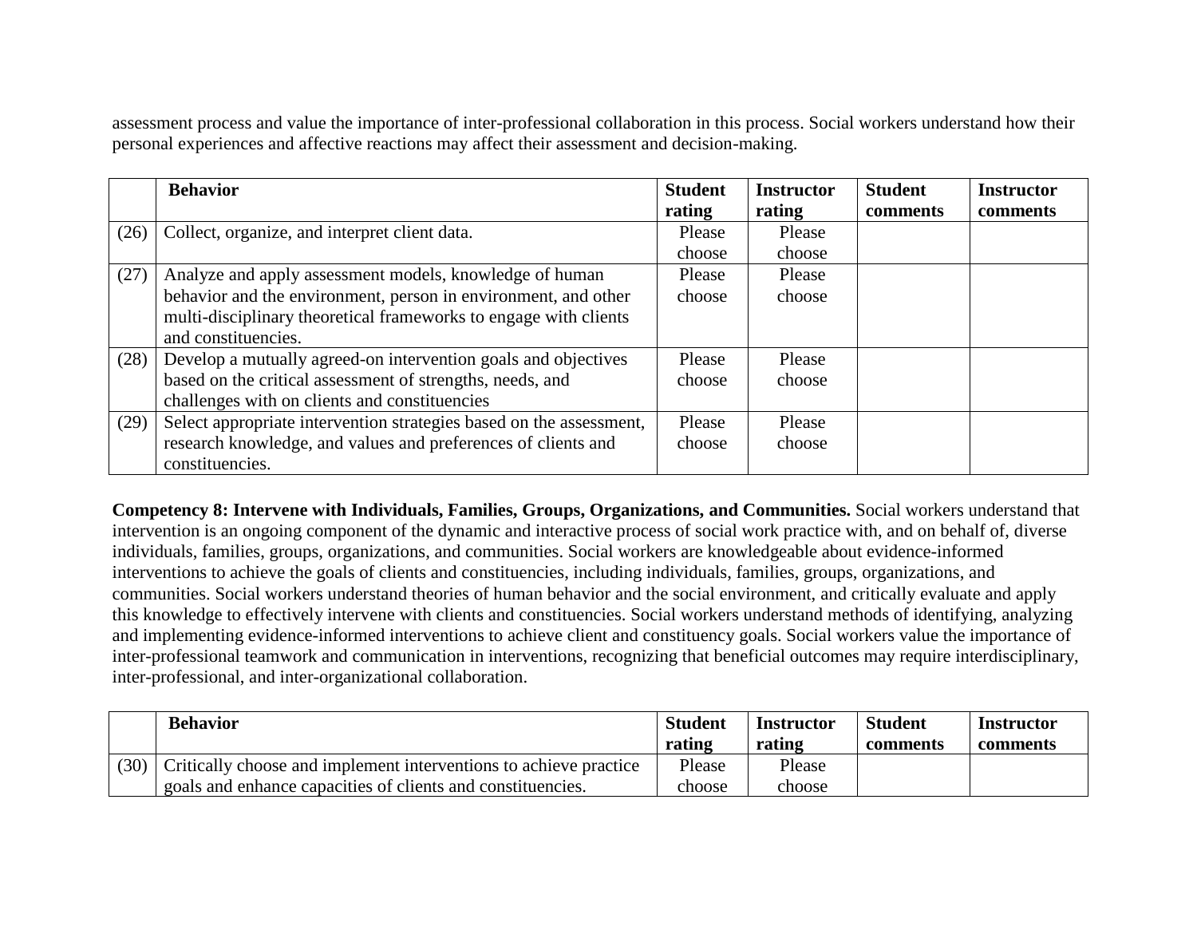assessment process and value the importance of inter-professional collaboration in this process. Social workers understand how their personal experiences and affective reactions may affect their assessment and decision-making.

| | **Behavior** | **Student rating** | **Instructor rating** | **Student comments** | **Instructor comments** |
|---|---|---|---|---|---|
| (26) | Collect, organize, and interpret client data. | Please choose | Please choose | | |
| (27) | Analyze and apply assessment models, knowledge of human behavior and the environment, person in environment, and other multi-disciplinary theoretical frameworks to engage with clients and constituencies. | Please choose | Please choose | | |
| (28) | Develop a mutually agreed-on intervention goals and objectives based on the critical assessment of strengths, needs, and challenges with on clients and constituencies | Please choose | Please choose | | |
| (29) | Select appropriate intervention strategies based on the assessment, research knowledge, and values and preferences of clients and constituencies. | Please choose | Please choose | | |

**Competency 8: Intervene with Individuals, Families, Groups, Organizations, and Communities.** Social workers understand that intervention is an ongoing component of the dynamic and interactive process of social work practice with, and on behalf of, diverse individuals, families, groups, organizations, and communities. Social workers are knowledgeable about evidence-informed interventions to achieve the goals of clients and constituencies, including individuals, families, groups, organizations, and communities. Social workers understand theories of human behavior and the social environment, and critically evaluate and apply this knowledge to effectively intervene with clients and constituencies. Social workers understand methods of identifying, analyzing and implementing evidence-informed interventions to achieve client and constituency goals. Social workers value the importance of inter-professional teamwork and communication in interventions, recognizing that beneficial outcomes may require interdisciplinary, inter-professional, and inter-organizational collaboration.

| | **Behavior** | **Student rating** | **Instructor rating** | **Student comments** | **Instructor comments** |
|---|---|---|---|---|---|
| (30) | Critically choose and implement interventions to achieve practice goals and enhance capacities of clients and constituencies. | Please choose | Please choose | | |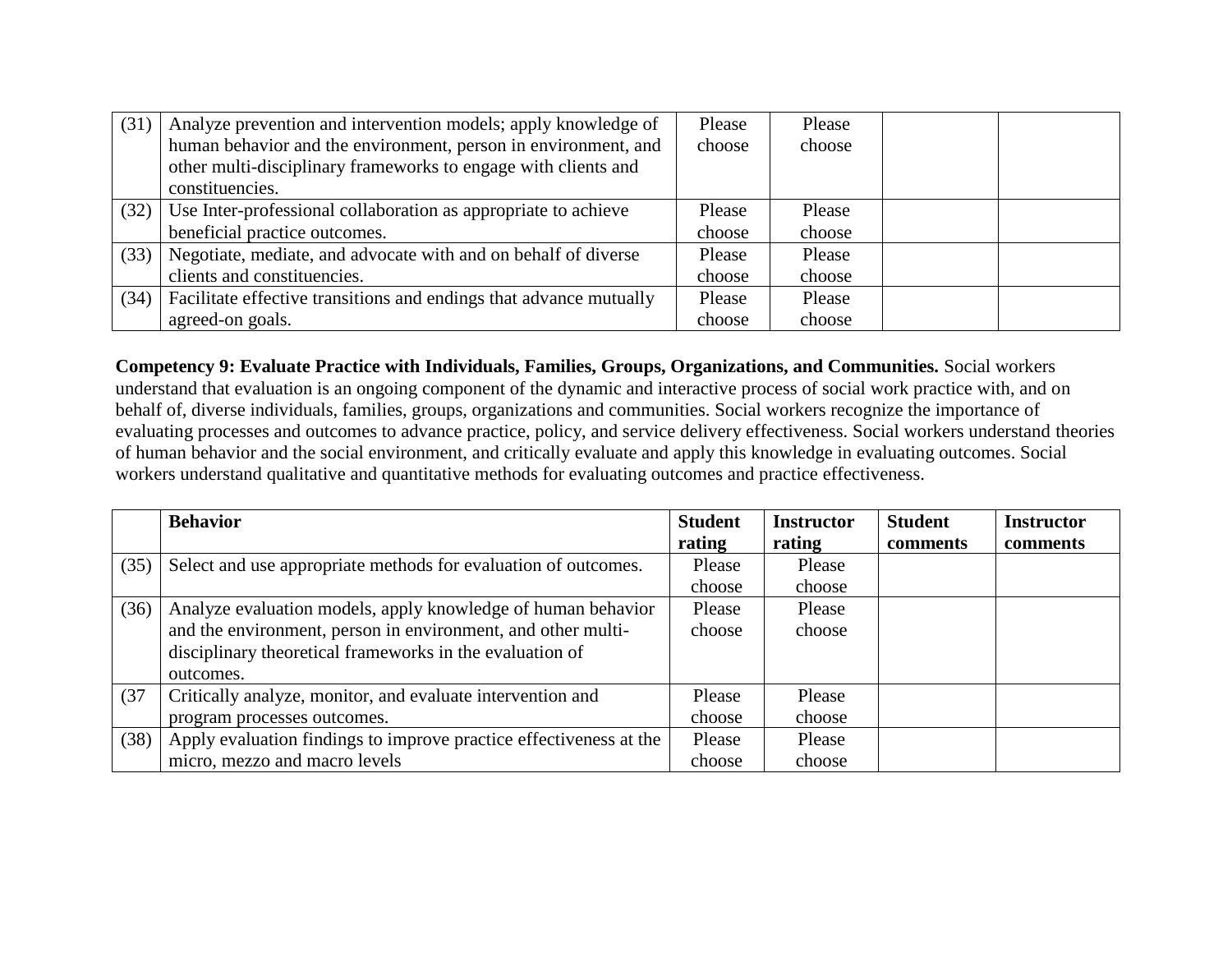| | | | | | |
|---|---|---|---|---|---|
| (31) | Analyze prevention and intervention models; apply knowledge of human behavior and the environment, person in environment, and other multi-disciplinary frameworks to engage with clients and constituencies. | Please choose | Please choose | | |
| (32) | Use Inter-professional collaboration as appropriate to achieve beneficial practice outcomes. | Please choose | Please choose | | |
| (33) | Negotiate, mediate, and advocate with and on behalf of diverse clients and constituencies. | Please choose | Please choose | | |
| (34) | Facilitate effective transitions and endings that advance mutually agreed-on goals. | Please choose | Please choose | | |

**Competency 9: Evaluate Practice with Individuals, Families, Groups, Organizations, and Communities.** Social workers understand that evaluation is an ongoing component of the dynamic and interactive process of social work practice with, and on behalf of, diverse individuals, families, groups, organizations and communities. Social workers recognize the importance of evaluating processes and outcomes to advance practice, policy, and service delivery effectiveness. Social workers understand theories of human behavior and the social environment, and critically evaluate and apply this knowledge in evaluating outcomes. Social workers understand qualitative and quantitative methods for evaluating outcomes and practice effectiveness.

| | **Behavior** | **Student rating** | **Instructor rating** | **Student comments** | **Instructor comments** |
|---|---|---|---|---|---|
| (35) | Select and use appropriate methods for evaluation of outcomes. | Please choose | Please choose | | |
| (36) | Analyze evaluation models, apply knowledge of human behavior and the environment, person in environment, and other multi-disciplinary theoretical frameworks in the evaluation of outcomes. | Please choose | Please choose | | |
| (37 | Critically analyze, monitor, and evaluate intervention and program processes outcomes. | Please choose | Please choose | | |
| (38) | Apply evaluation findings to improve practice effectiveness at the micro, mezzo and macro levels | Please choose | Please choose | | |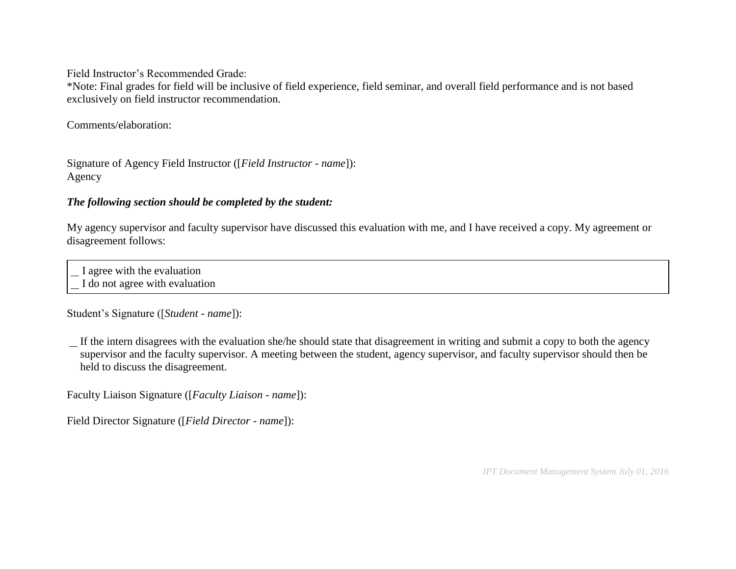Field Instructor's Recommended Grade:
*Note: Final grades for field will be inclusive of field experience, field seminar, and overall field performance and is not based exclusively on field instructor recommendation.

Comments/elaboration:

Signature of Agency Field Instructor ([*Field Instructor - name*]):
Agency

***The following section should be completed by the student:***

My agency supervisor and faculty supervisor have discussed this evaluation with me, and I have received a copy. My agreement or disagreement follows:

| |
|---|
| _ I agree with the evaluation<br>_ I do not agree with evaluation |

Student's Signature ([*Student - name*]):

_ If the intern disagrees with the evaluation she/he should state that disagreement in writing and submit a copy to both the agency supervisor and the faculty supervisor. A meeting between the student, agency supervisor, and faculty supervisor should then be held to discuss the disagreement.

Faculty Liaison Signature ([*Faculty Liaison - name*]):

Field Director Signature ([*Field Director - name*]):